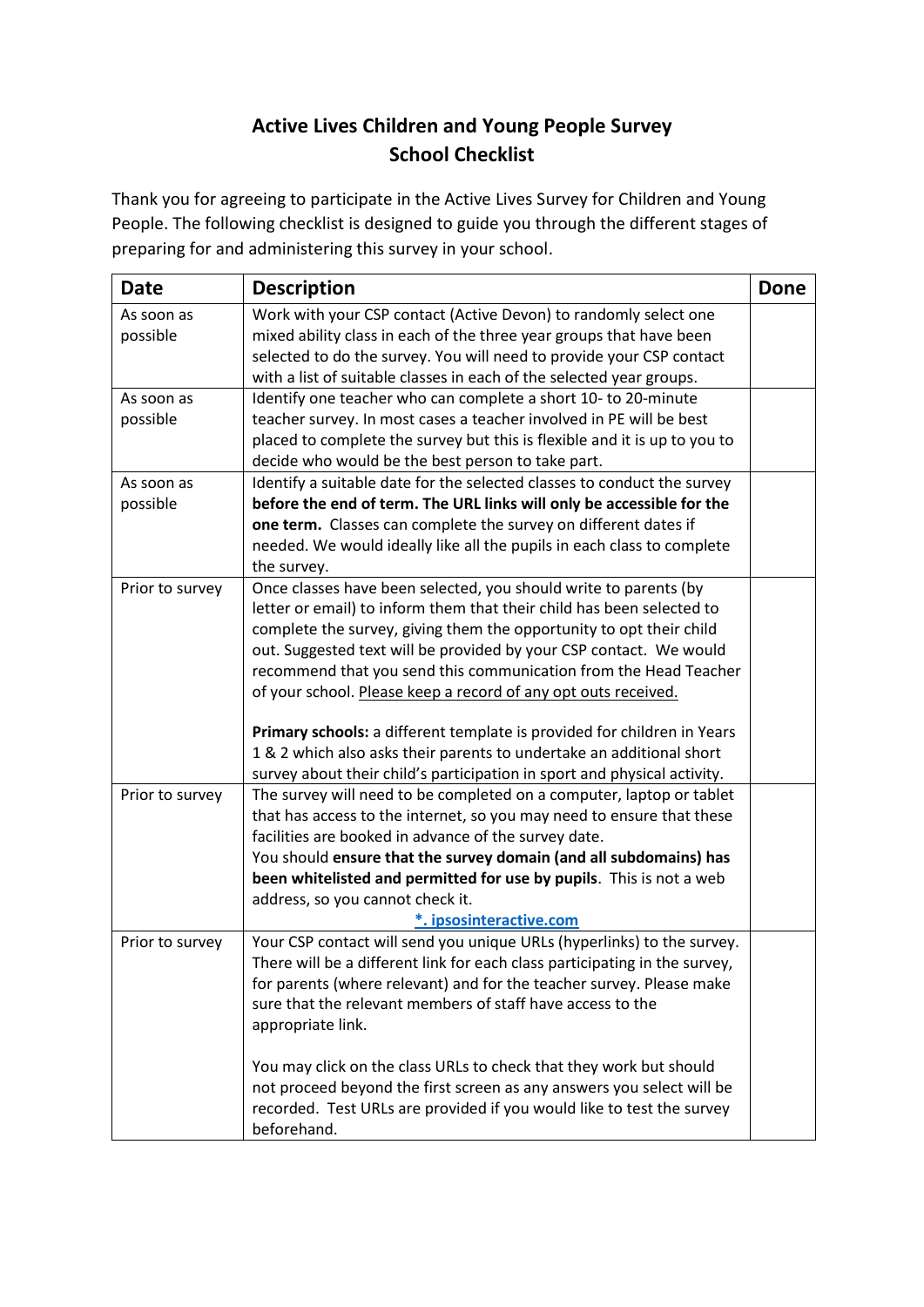# Active Lives Children and Young People Survey
## School Checklist

Thank you for agreeing to participate in the Active Lives Survey for Children and Young People. The following checklist is designed to guide you through the different stages of preparing for and administering this survey in your school.

| Date | Description | Done |
|---|---|---|
| As soon as possible | Work with your CSP contact (Active Devon) to randomly select one mixed ability class in each of the three year groups that have been selected to do the survey. You will need to provide your CSP contact with a list of suitable classes in each of the selected year groups. | |
| As soon as possible | Identify one teacher who can complete a short 10- to 20-minute teacher survey. In most cases a teacher involved in PE will be best placed to complete the survey but this is flexible and it is up to you to decide who would be the best person to take part. | |
| As soon as possible | Identify a suitable date for the selected classes to conduct the survey **before the end of term. The URL links will only be accessible for the one term.** Classes can complete the survey on different dates if needed. We would ideally like all the pupils in each class to complete the survey. | |
| Prior to survey | Once classes have been selected, you should write to parents (by letter or email) to inform them that their child has been selected to complete the survey, giving them the opportunity to opt their child out. Suggested text will be provided by your CSP contact. We would recommend that you send this communication from the Head Teacher of your school. <u>Please keep a record of any opt outs received.</u><br><br>**Primary schools:** a different template is provided for children in Years 1 & 2 which also asks their parents to undertake an additional short survey about their child's participation in sport and physical activity. | |
| Prior to survey | The survey will need to be completed on a computer, laptop or tablet that has access to the internet, so you may need to ensure that these facilities are booked in advance of the survey date.<br>You should **ensure that the survey domain (and all subdomains) has been whitelisted and permitted for use by pupils**. This is not a web address, so you cannot check it.<br>**\*. ipsosinteractive.com** | |
| Prior to survey | Your CSP contact will send you unique URLs (hyperlinks) to the survey. There will be a different link for each class participating in the survey, for parents (where relevant) and for the teacher survey. Please make sure that the relevant members of staff have access to the appropriate link.<br><br>You may click on the class URLs to check that they work but should not proceed beyond the first screen as any answers you select will be recorded. Test URLs are provided if you would like to test the survey beforehand. | |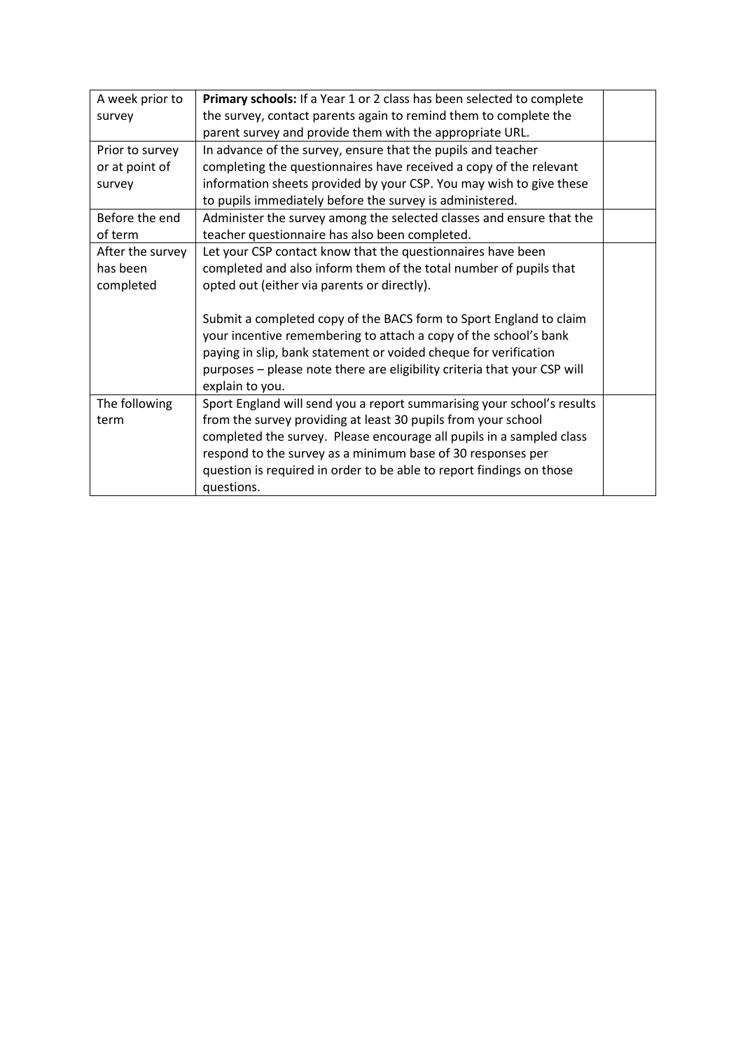| | | |
|---|---|---|
| A week prior to survey | **Primary schools:** If a Year 1 or 2 class has been selected to complete the survey, contact parents again to remind them to complete the parent survey and provide them with the appropriate URL. | |
| Prior to survey or at point of survey | In advance of the survey, ensure that the pupils and teacher completing the questionnaires have received a copy of the relevant information sheets provided by your CSP. You may wish to give these to pupils immediately before the survey is administered. | |
| Before the end of term | Administer the survey among the selected classes and ensure that the teacher questionnaire has also been completed. | |
| After the survey has been completed | Let your CSP contact know that the questionnaires have been completed and also inform them of the total number of pupils that opted out (either via parents or directly).<br><br>Submit a completed copy of the BACS form to Sport England to claim your incentive remembering to attach a copy of the school's bank paying in slip, bank statement or voided cheque for verification purposes – please note there are eligibility criteria that your CSP will explain to you. | |
| The following term | Sport England will send you a report summarising your school's results from the survey providing at least 30 pupils from your school completed the survey. Please encourage all pupils in a sampled class respond to the survey as a minimum base of 30 responses per question is required in order to be able to report findings on those questions. | |